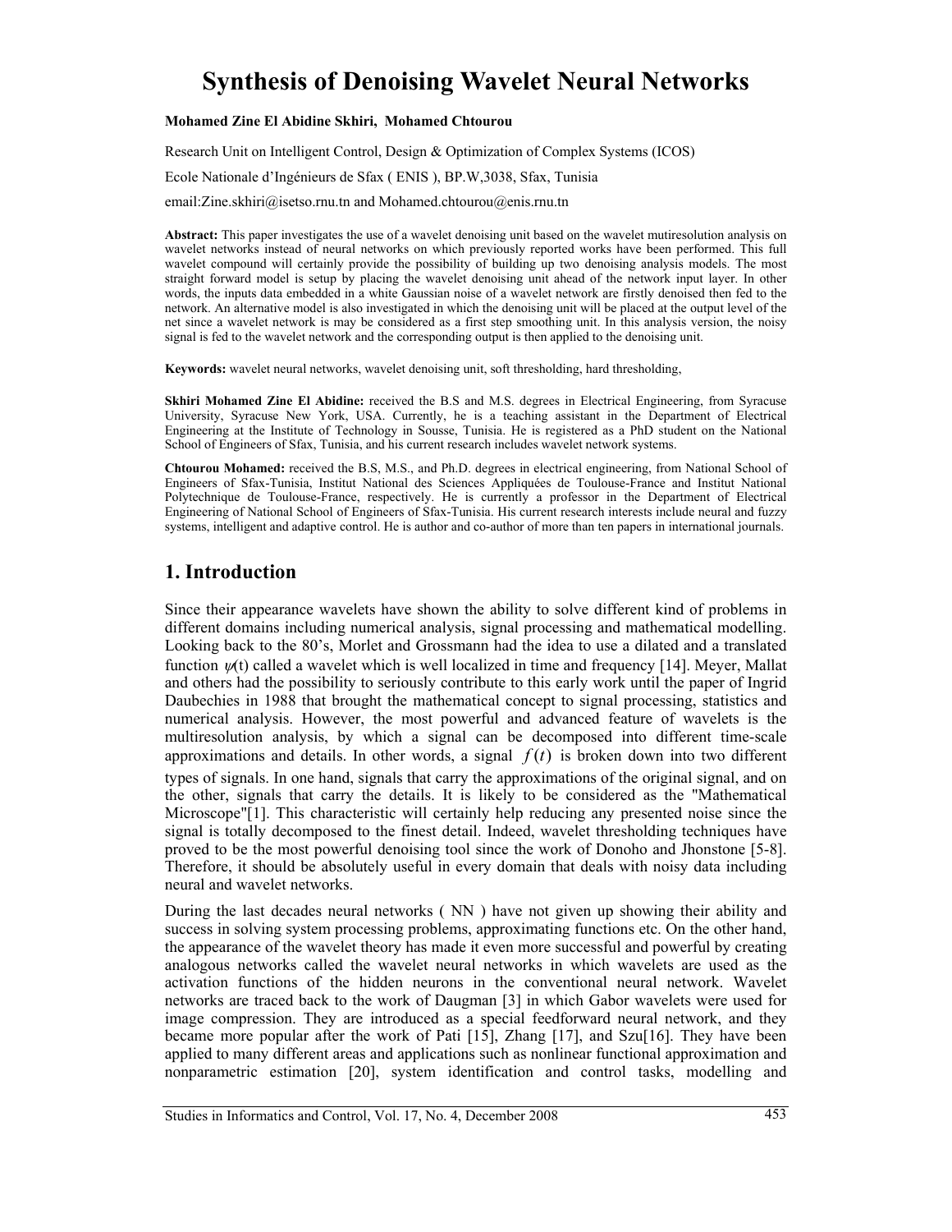# Synthesis of Denoising Wavelet Neural Networks

**Mohamed Zine El Abidine Skhiri, Mohamed Chtourou**

Research Unit on Intelligent Control, Design & Optimization of Complex Systems (ICOS)

Ecole Nationale d'Ingénieurs de Sfax ( ENIS ), BP.W,3038, Sfax, Tunisia

email:Zine.skhiri@isetso.rnu.tn and Mohamed.chtourou@enis.rnu.tn

**Abstract:** This paper investigates the use of a wavelet denoising unit based on the wavelet mutiresolution analysis on wavelet networks instead of neural networks on which previously reported works have been performed. This full wavelet compound will certainly provide the possibility of building up two denoising analysis models. The most straight forward model is setup by placing the wavelet denoising unit ahead of the network input layer. In other words, the inputs data embedded in a white Gaussian noise of a wavelet network are firstly denoised then fed to the network. An alternative model is also investigated in which the denoising unit will be placed at the output level of the net since a wavelet network is may be considered as a first step smoothing unit. In this analysis version, the noisy signal is fed to the wavelet network and the corresponding output is then applied to the denoising unit.

**Keywords:** wavelet neural networks, wavelet denoising unit, soft thresholding, hard thresholding,

**Skhiri Mohamed Zine El Abidine:** received the B.S and M.S. degrees in Electrical Engineering, from Syracuse University, Syracuse New York, USA. Currently, he is a teaching assistant in the Department of Electrical Engineering at the Institute of Technology in Sousse, Tunisia. He is registered as a PhD student on the National School of Engineers of Sfax, Tunisia, and his current research includes wavelet network systems.

**Chtourou Mohamed:** received the B.S, M.S., and Ph.D. degrees in electrical engineering, from National School of Engineers of Sfax-Tunisia, Institut National des Sciences Appliquées de Toulouse-France and Institut National Polytechnique de Toulouse-France, respectively. He is currently a professor in the Department of Electrical Engineering of National School of Engineers of Sfax-Tunisia. His current research interests include neural and fuzzy systems, intelligent and adaptive control. He is author and co-author of more than ten papers in international journals.

## 1. Introduction

Since their appearance wavelets have shown the ability to solve different kind of problems in different domains including numerical analysis, signal processing and mathematical modelling. Looking back to the 80's, Morlet and Grossmann had the idea to use a dilated and a translated function $\psi(t)$ called a wavelet which is well localized in time and frequency [14]. Meyer, Mallat and others had the possibility to seriously contribute to this early work until the paper of Ingrid Daubechies in 1988 that brought the mathematical concept to signal processing, statistics and numerical analysis. However, the most powerful and advanced feature of wavelets is the multiresolution analysis, by which a signal can be decomposed into different time-scale approximations and details. In other words, a signal $f(t)$ is broken down into two different types of signals. In one hand, signals that carry the approximations of the original signal, and on the other, signals that carry the details. It is likely to be considered as the "Mathematical Microscope"[1]. This characteristic will certainly help reducing any presented noise since the signal is totally decomposed to the finest detail. Indeed, wavelet thresholding techniques have proved to be the most powerful denoising tool since the work of Donoho and Jhonstone [5-8]. Therefore, it should be absolutely useful in every domain that deals with noisy data including neural and wavelet networks.

During the last decades neural networks ( NN ) have not given up showing their ability and success in solving system processing problems, approximating functions etc. On the other hand, the appearance of the wavelet theory has made it even more successful and powerful by creating analogous networks called the wavelet neural networks in which wavelets are used as the activation functions of the hidden neurons in the conventional neural network. Wavelet networks are traced back to the work of Daugman [3] in which Gabor wavelets were used for image compression. They are introduced as a special feedforward neural network, and they became more popular after the work of Pati [15], Zhang [17], and Szu[16]. They have been applied to many different areas and applications such as nonlinear functional approximation and nonparametric estimation [20], system identification and control tasks, modelling and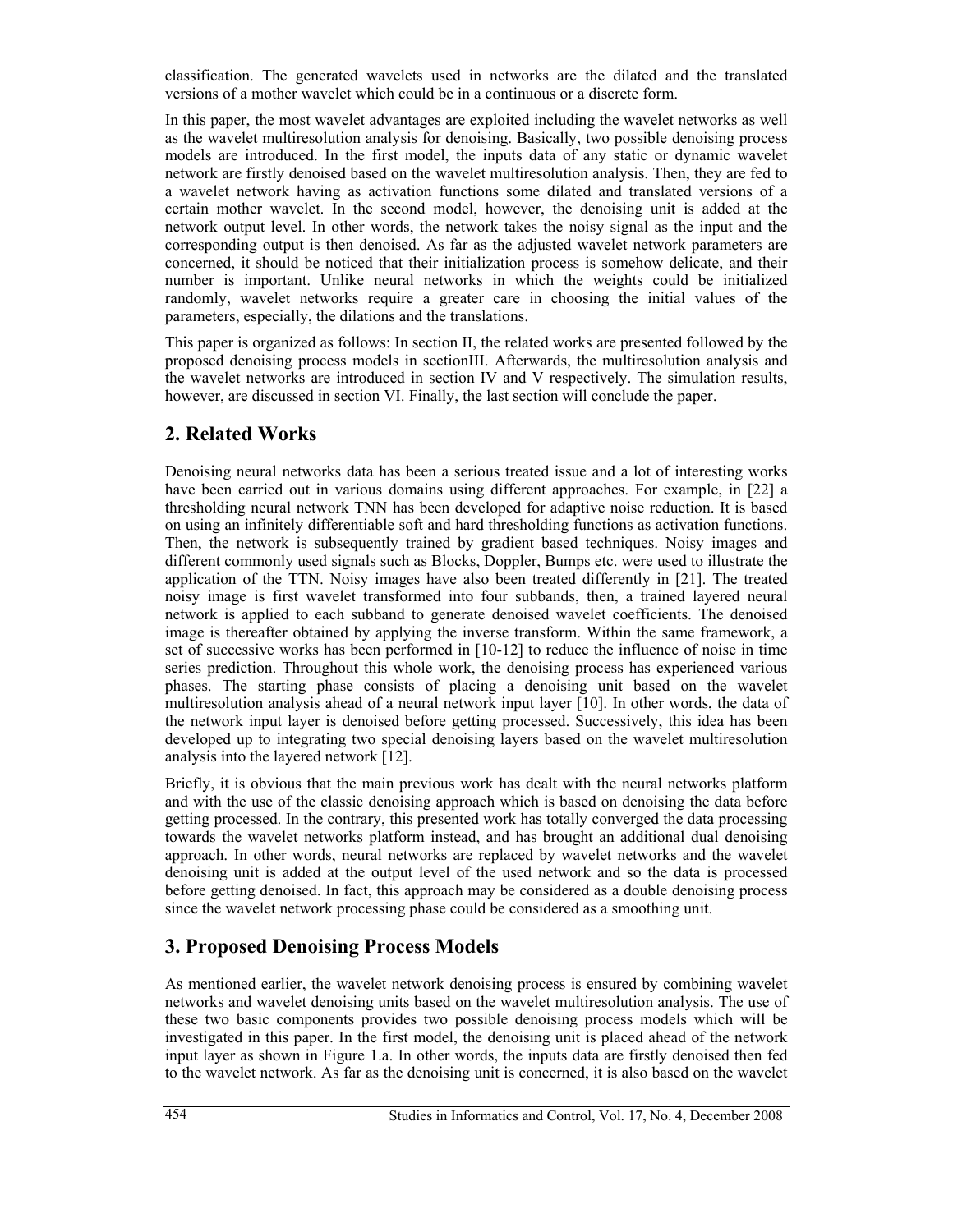classification. The generated wavelets used in networks are the dilated and the translated versions of a mother wavelet which could be in a continuous or a discrete form.

In this paper, the most wavelet advantages are exploited including the wavelet networks as well as the wavelet multiresolution analysis for denoising. Basically, two possible denoising process models are introduced. In the first model, the inputs data of any static or dynamic wavelet network are firstly denoised based on the wavelet multiresolution analysis. Then, they are fed to a wavelet network having as activation functions some dilated and translated versions of a certain mother wavelet. In the second model, however, the denoising unit is added at the network output level. In other words, the network takes the noisy signal as the input and the corresponding output is then denoised. As far as the adjusted wavelet network parameters are concerned, it should be noticed that their initialization process is somehow delicate, and their number is important. Unlike neural networks in which the weights could be initialized randomly, wavelet networks require a greater care in choosing the initial values of the parameters, especially, the dilations and the translations.

This paper is organized as follows: In section II, the related works are presented followed by the proposed denoising process models in sectionIII. Afterwards, the multiresolution analysis and the wavelet networks are introduced in section IV and V respectively. The simulation results, however, are discussed in section VI. Finally, the last section will conclude the paper.

## 2. Related Works

Denoising neural networks data has been a serious treated issue and a lot of interesting works have been carried out in various domains using different approaches. For example, in [22] a thresholding neural network TNN has been developed for adaptive noise reduction. It is based on using an infinitely differentiable soft and hard thresholding functions as activation functions. Then, the network is subsequently trained by gradient based techniques. Noisy images and different commonly used signals such as Blocks, Doppler, Bumps etc. were used to illustrate the application of the TTN. Noisy images have also been treated differently in [21]. The treated noisy image is first wavelet transformed into four subbands, then, a trained layered neural network is applied to each subband to generate denoised wavelet coefficients. The denoised image is thereafter obtained by applying the inverse transform. Within the same framework, a set of successive works has been performed in [10-12] to reduce the influence of noise in time series prediction. Throughout this whole work, the denoising process has experienced various phases. The starting phase consists of placing a denoising unit based on the wavelet multiresolution analysis ahead of a neural network input layer [10]. In other words, the data of the network input layer is denoised before getting processed. Successively, this idea has been developed up to integrating two special denoising layers based on the wavelet multiresolution analysis into the layered network [12].

Briefly, it is obvious that the main previous work has dealt with the neural networks platform and with the use of the classic denoising approach which is based on denoising the data before getting processed. In the contrary, this presented work has totally converged the data processing towards the wavelet networks platform instead, and has brought an additional dual denoising approach. In other words, neural networks are replaced by wavelet networks and the wavelet denoising unit is added at the output level of the used network and so the data is processed before getting denoised. In fact, this approach may be considered as a double denoising process since the wavelet network processing phase could be considered as a smoothing unit.

## 3. Proposed Denoising Process Models

As mentioned earlier, the wavelet network denoising process is ensured by combining wavelet networks and wavelet denoising units based on the wavelet multiresolution analysis. The use of these two basic components provides two possible denoising process models which will be investigated in this paper. In the first model, the denoising unit is placed ahead of the network input layer as shown in Figure 1.a. In other words, the inputs data are firstly denoised then fed to the wavelet network. As far as the denoising unit is concerned, it is also based on the wavelet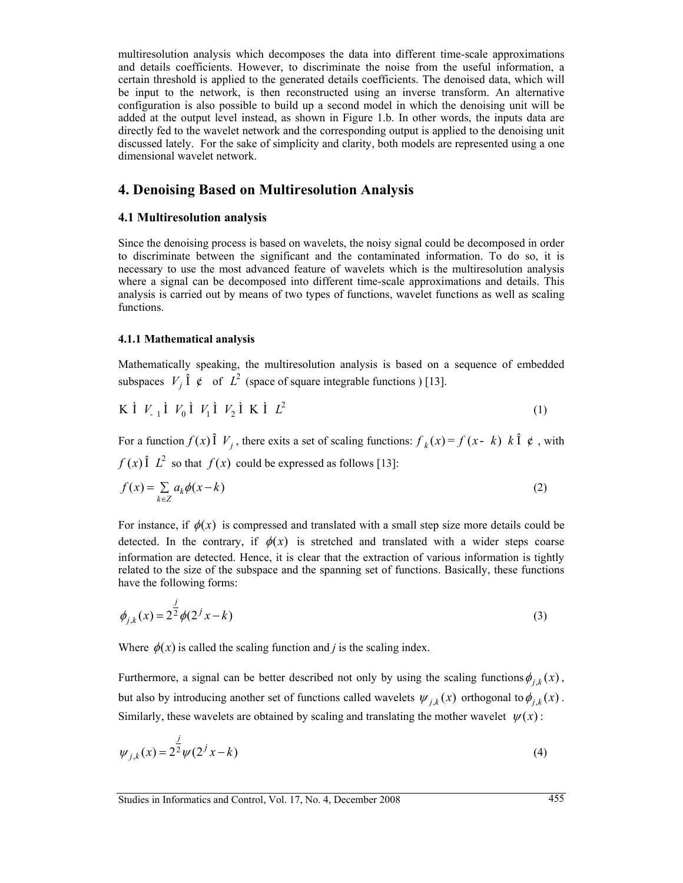multiresolution analysis which decomposes the data into different time-scale approximations and details coefficients. However, to discriminate the noise from the useful information, a certain threshold is applied to the generated details coefficients. The denoised data, which will be input to the network, is then reconstructed using an inverse transform. An alternative configuration is also possible to build up a second model in which the denoising unit will be added at the output level instead, as shown in Figure 1.b. In other words, the inputs data are directly fed to the wavelet network and the corresponding output is applied to the denoising unit discussed lately. For the sake of simplicity and clarity, both models are represented using a one dimensional wavelet network.

## 4. Denoising Based on Multiresolution Analysis

### 4.1 Multiresolution analysis

Since the denoising process is based on wavelets, the noisy signal could be decomposed in order to discriminate between the significant and the contaminated information. To do so, it is necessary to use the most advanced feature of wavelets which is the multiresolution analysis where a signal can be decomposed into different time-scale approximations and details. This analysis is carried out by means of two types of functions, wavelet functions as well as scaling functions.

#### 4.1.1 Mathematical analysis

Mathematically speaking, the multiresolution analysis is based on a sequence of embedded subspaces $V_j \in \mathbb{Z}$ of $L^2$ (space of square integrable functions ) [13].

$$\ldots \subset V_{-1} \subset V_0 \subset V_1 \subset V_2 \subset \ldots \subset L^2 \tag{1}$$

For a function $f(x) \in V_j$, there exits a set of scaling functions: $\phi_k(x) = \phi(x-k) \;\; k \in \mathbb{Z}$, with $\phi(x) \in L^2$ so that $f(x)$ could be expressed as follows [13]:

$$f(x) = \sum_{k \in Z} a_k \phi(x-k) \tag{2}$$

For instance, if $\phi(x)$ is compressed and translated with a small step size more details could be detected. In the contrary, if $\phi(x)$ is stretched and translated with a wider steps coarse information are detected. Hence, it is clear that the extraction of various information is tightly related to the size of the subspace and the spanning set of functions. Basically, these functions have the following forms:

$$\phi_{j,k}(x) = 2^{\frac{j}{2}} \phi(2^j x - k) \tag{3}$$

Where $\phi(x)$ is called the scaling function and *j* is the scaling index.

Furthermore, a signal can be better described not only by using the scaling functions $\phi_{j,k}(x)$, but also by introducing another set of functions called wavelets $\psi_{j,k}(x)$ orthogonal to $\phi_{j,k}(x)$. Similarly, these wavelets are obtained by scaling and translating the mother wavelet $\psi(x)$:

$$\psi_{j,k}(x) = 2^{\frac{j}{2}} \psi(2^j x - k) \tag{4}$$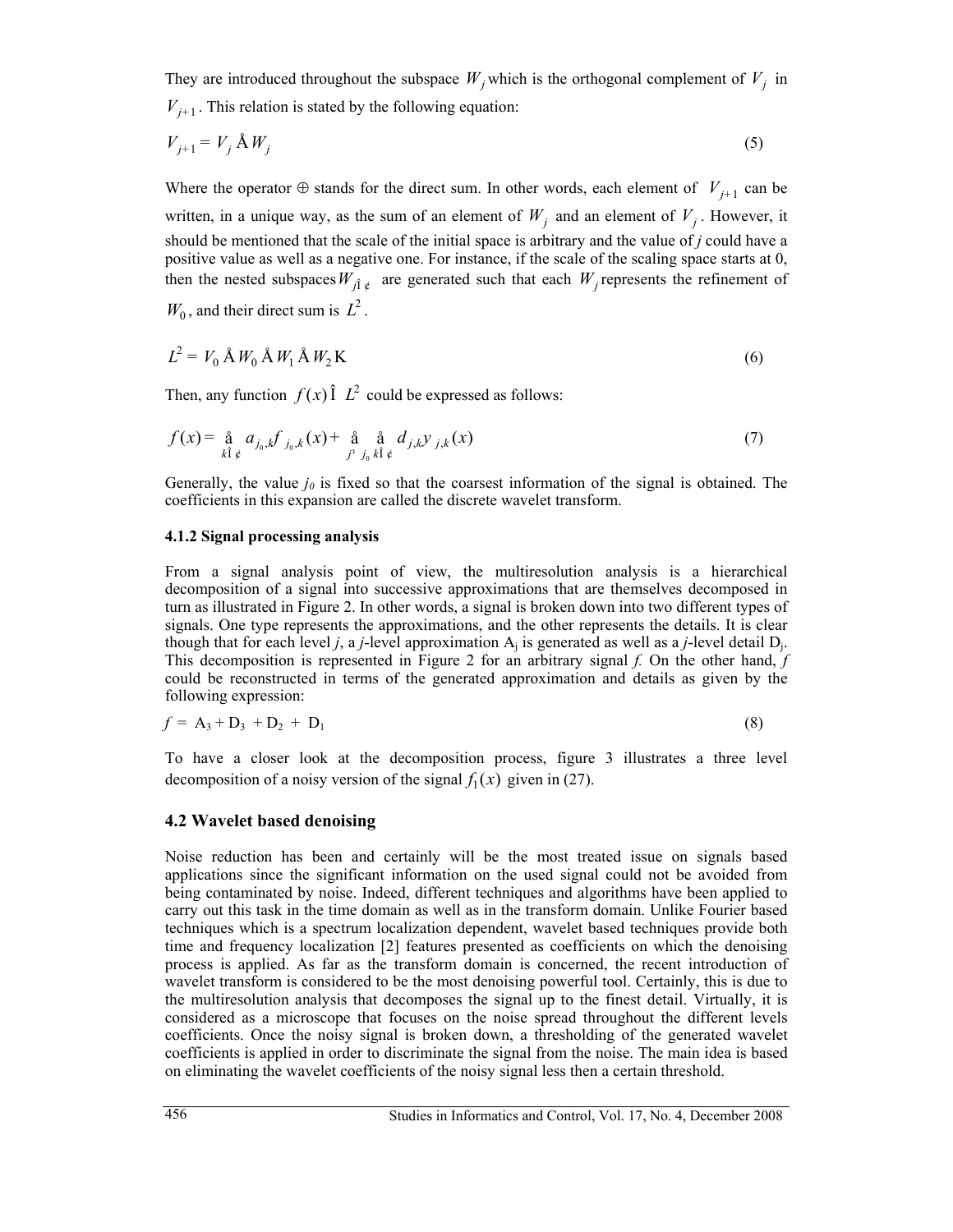They are introduced throughout the subspace $W_j$ which is the orthogonal complement of $V_j$ in $V_{j+1}$. This relation is stated by the following equation:

$$V_{j+1} = V_j \oplus W_j \tag{5}$$

Where the operator $\oplus$ stands for the direct sum. In other words, each element of $V_{j+1}$ can be written, in a unique way, as the sum of an element of $W_j$ and an element of $V_j$. However, it should be mentioned that the scale of the initial space is arbitrary and the value of *j* could have a positive value as well as a negative one. For instance, if the scale of the scaling space starts at 0, then the nested subspaces $W_{j\in \mathbb{Z}}$ are generated such that each $W_j$ represents the refinement of $W_0$, and their direct sum is $L^2$.

$$L^2 = V_0 \oplus W_0 \oplus W_1 \oplus W_2 \ldots \tag{6}$$

Then, any function $f(x) \in L^2$ could be expressed as follows:

$$f(x) = \sum_{k\in \mathbb{Z}} a_{j_0,k} \phi_{j_0,k}(x) + \sum_{j \geq j_0} \sum_{k\in \mathbb{Z}} d_{j,k} \psi_{j,k}(x) \tag{7}$$

Generally, the value $j_0$ is fixed so that the coarsest information of the signal is obtained. The coefficients in this expansion are called the discrete wavelet transform.

### 4.1.2 Signal processing analysis

From a signal analysis point of view, the multiresolution analysis is a hierarchical decomposition of a signal into successive approximations that are themselves decomposed in turn as illustrated in Figure 2. In other words, a signal is broken down into two different types of signals. One type represents the approximations, and the other represents the details. It is clear though that for each level *j*, a *j*-level approximation $A_j$ is generated as well as a *j*-level detail $D_j$. This decomposition is represented in Figure 2 for an arbitrary signal *f*. On the other hand, *f* could be reconstructed in terms of the generated approximation and details as given by the following expression:

$$f = A_3 + D_3 + D_2 + D_1 \tag{8}$$

To have a closer look at the decomposition process, figure 3 illustrates a three level decomposition of a noisy version of the signal $f_1(x)$ given in (27).

## 4.2 Wavelet based denoising

Noise reduction has been and certainly will be the most treated issue on signals based applications since the significant information on the used signal could not be avoided from being contaminated by noise. Indeed, different techniques and algorithms have been applied to carry out this task in the time domain as well as in the transform domain. Unlike Fourier based techniques which is a spectrum localization dependent, wavelet based techniques provide both time and frequency localization [2] features presented as coefficients on which the denoising process is applied. As far as the transform domain is concerned, the recent introduction of wavelet transform is considered to be the most denoising powerful tool. Certainly, this is due to the multiresolution analysis that decomposes the signal up to the finest detail. Virtually, it is considered as a microscope that focuses on the noise spread throughout the different levels coefficients. Once the noisy signal is broken down, a thresholding of the generated wavelet coefficients is applied in order to discriminate the signal from the noise. The main idea is based on eliminating the wavelet coefficients of the noisy signal less then a certain threshold.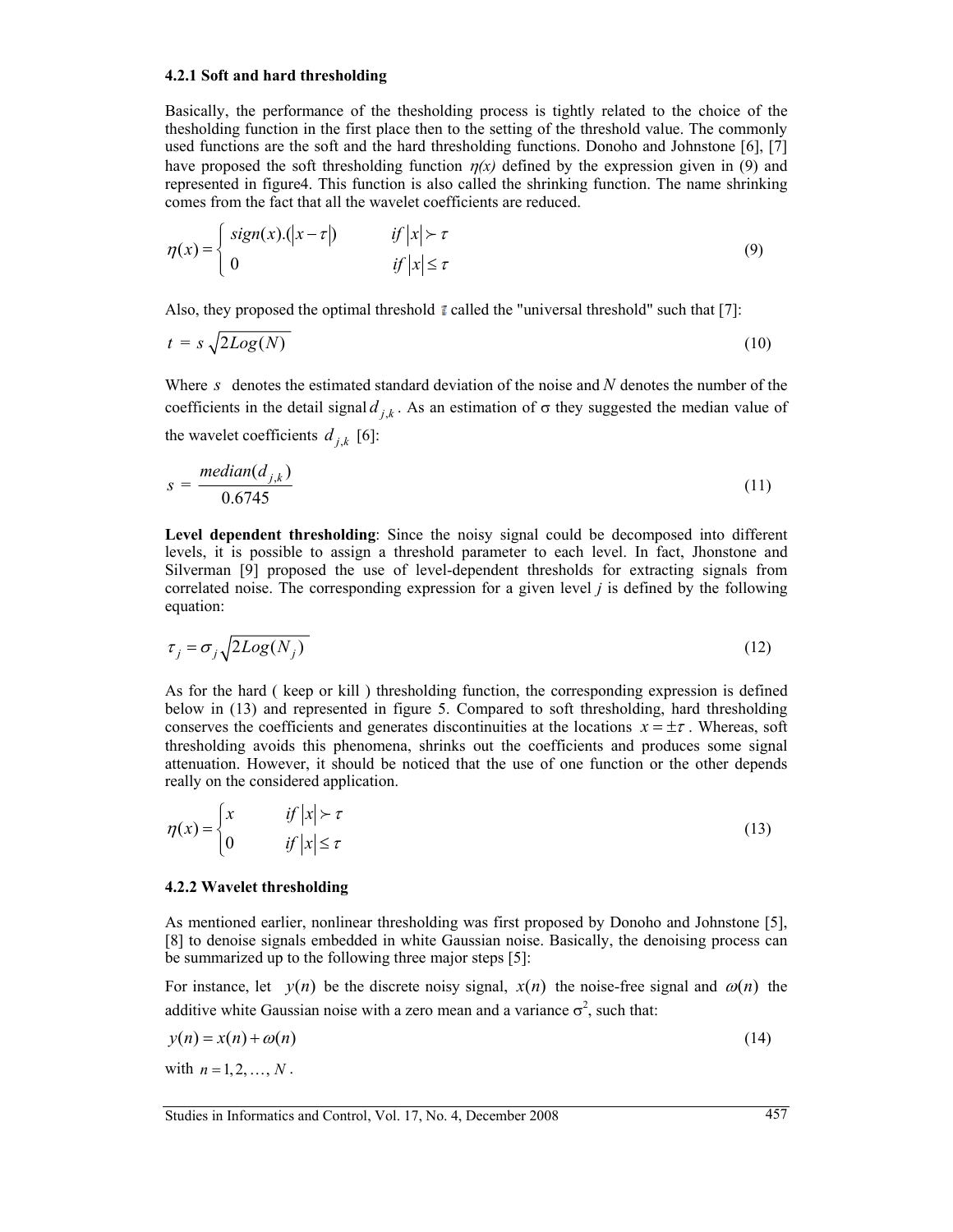### 4.2.1 Soft and hard thresholding

Basically, the performance of the thesholding process is tightly related to the choice of the thesholding function in the first place then to the setting of the threshold value. The commonly used functions are the soft and the hard thresholding functions. Donoho and Johnstone [6], [7] have proposed the soft thresholding function $\eta(x)$ defined by the expression given in (9) and represented in figure4. This function is also called the shrinking function. The name shrinking comes from the fact that all the wavelet coefficients are reduced.

$$\eta(x) = \begin{cases} sign(x).(|x - \tau|) & if\ |x| \succ \tau \\ 0 & if\ |x| \leq \tau \end{cases} \tag{9}$$

Also, they proposed the optimal threshold $t$ called the "universal threshold" such that [7]:

$$t = s\sqrt{2Log(N)} \tag{10}$$

Where $s$ denotes the estimated standard deviation of the noise and $N$ denotes the number of the coefficients in the detail signal $d_{j,k}$. As an estimation of σ they suggested the median value of the wavelet coefficients $d_{j,k}$ [6]:

$$s = \frac{median(d_{j,k})}{0.6745} \tag{11}$$

**Level dependent thresholding**: Since the noisy signal could be decomposed into different levels, it is possible to assign a threshold parameter to each level. In fact, Jhonstone and Silverman [9] proposed the use of level-dependent thresholds for extracting signals from correlated noise. The corresponding expression for a given level $j$ is defined by the following equation:

$$\tau_j = \sigma_j\sqrt{2Log(N_j)} \tag{12}$$

As for the hard ( keep or kill ) thresholding function, the corresponding expression is defined below in (13) and represented in figure 5. Compared to soft thresholding, hard thresholding conserves the coefficients and generates discontinuities at the locations $x = \pm\tau$. Whereas, soft thresholding avoids this phenomena, shrinks out the coefficients and produces some signal attenuation. However, it should be noticed that the use of one function or the other depends really on the considered application.

$$\eta(x) = \begin{cases} x & if\ |x| \succ \tau \\ 0 & if\ |x| \leq \tau \end{cases} \tag{13}$$

### 4.2.2 Wavelet thresholding

As mentioned earlier, nonlinear thresholding was first proposed by Donoho and Johnstone [5], [8] to denoise signals embedded in white Gaussian noise. Basically, the denoising process can be summarized up to the following three major steps [5]:

For instance, let $y(n)$ be the discrete noisy signal, $x(n)$ the noise-free signal and $\omega(n)$ the additive white Gaussian noise with a zero mean and a variance $\sigma^2$, such that:

$$y(n) = x(n) + \omega(n) \tag{14}$$

with $n = 1, 2, \ldots, N$.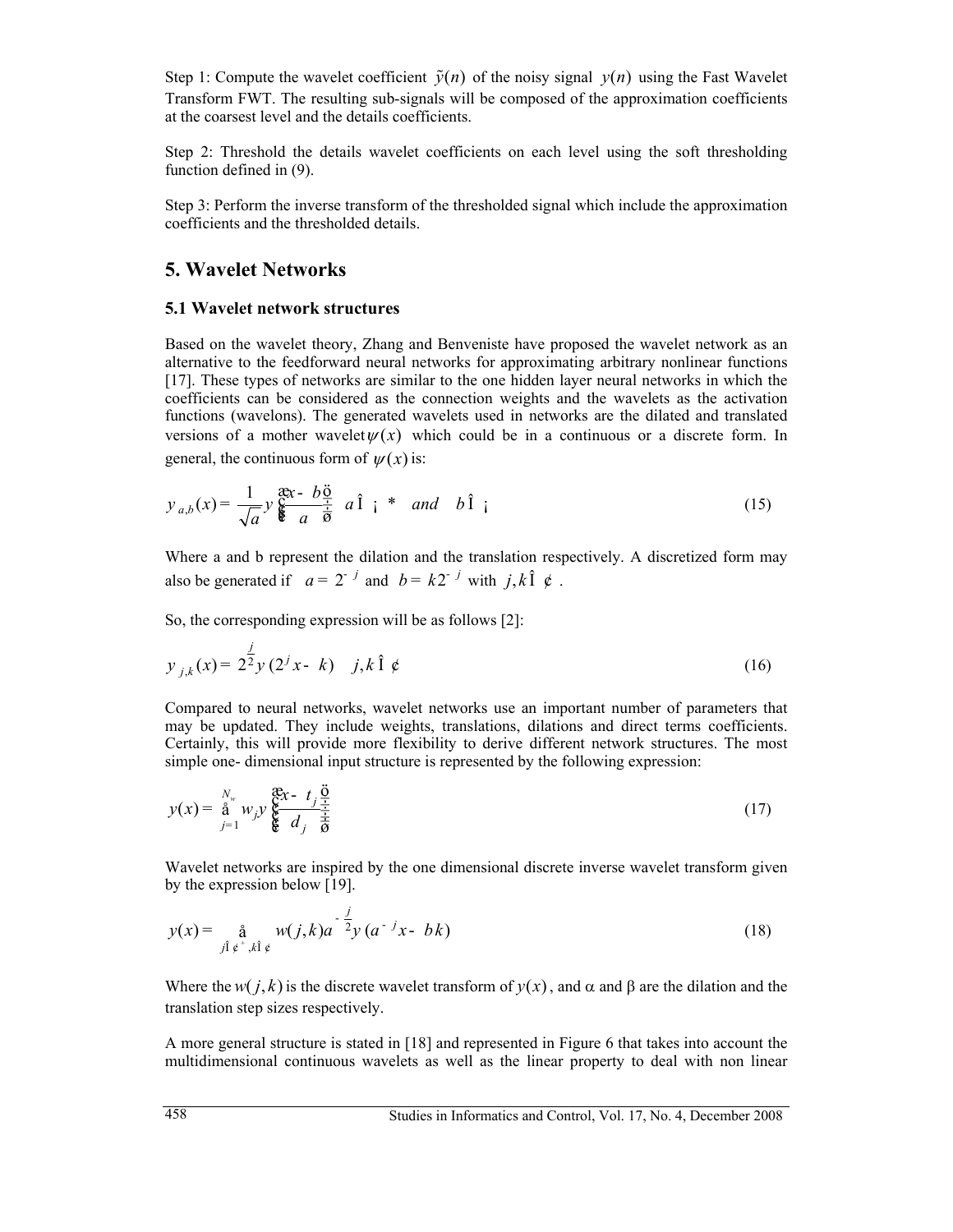Step 1: Compute the wavelet coefficient $\tilde{y}(n)$ of the noisy signal $y(n)$ using the Fast Wavelet Transform FWT. The resulting sub-signals will be composed of the approximation coefficients at the coarsest level and the details coefficients.

Step 2: Threshold the details wavelet coefficients on each level using the soft thresholding function defined in (9).

Step 3: Perform the inverse transform of the thresholded signal which include the approximation coefficients and the thresholded details.

## 5. Wavelet Networks

### 5.1 Wavelet network structures

Based on the wavelet theory, Zhang and Benveniste have proposed the wavelet network as an alternative to the feedforward neural networks for approximating arbitrary nonlinear functions [17]. These types of networks are similar to the one hidden layer neural networks in which the coefficients can be considered as the connection weights and the wavelets as the activation functions (wavelons). The generated wavelets used in networks are the dilated and translated versions of a mother wavelet $\psi(x)$ which could be in a continuous or a discrete form. In general, the continuous form of $\psi(x)$ is:

$$\psi_{a,b}(x) = \frac{1}{\sqrt{a}}\psi\left(\frac{x-b}{a}\right) \quad a \in \mathbb{R}^* \quad and \quad b \in \mathbb{R} \tag{15}$$

Where a and b represent the dilation and the translation respectively. A discretized form may also be generated if $a = 2^{-j}$ and $b = k2^{-j}$ with $j,k \in \mathbb{Z}$.

So, the corresponding expression will be as follows [2]:

$$\psi_{j,k}(x) = 2^{\frac{j}{2}}\psi(2^j x - k) \quad j,k \in \mathbb{Z} \tag{16}$$

Compared to neural networks, wavelet networks use an important number of parameters that may be updated. They include weights, translations, dilations and direct terms coefficients. Certainly, this will provide more flexibility to derive different network structures. The most simple one- dimensional input structure is represented by the following expression:

$$y(x) = \sum_{j=1}^{N_w} w_j \psi\left(\frac{x - t_j}{d_j}\right) \tag{17}$$

Wavelet networks are inspired by the one dimensional discrete inverse wavelet transform given by the expression below [19].

$$y(x) = \sum_{j \in \mathbb{Z}^+, k \in \mathbb{Z}} w(j,k)a^{-\frac{j}{2}}\psi(a^{-j}x - bk) \tag{18}$$

Where the $w(j,k)$ is the discrete wavelet transform of $y(x)$, and $\alpha$ and $\beta$ are the dilation and the translation step sizes respectively.

A more general structure is stated in [18] and represented in Figure 6 that takes into account the multidimensional continuous wavelets as well as the linear property to deal with non linear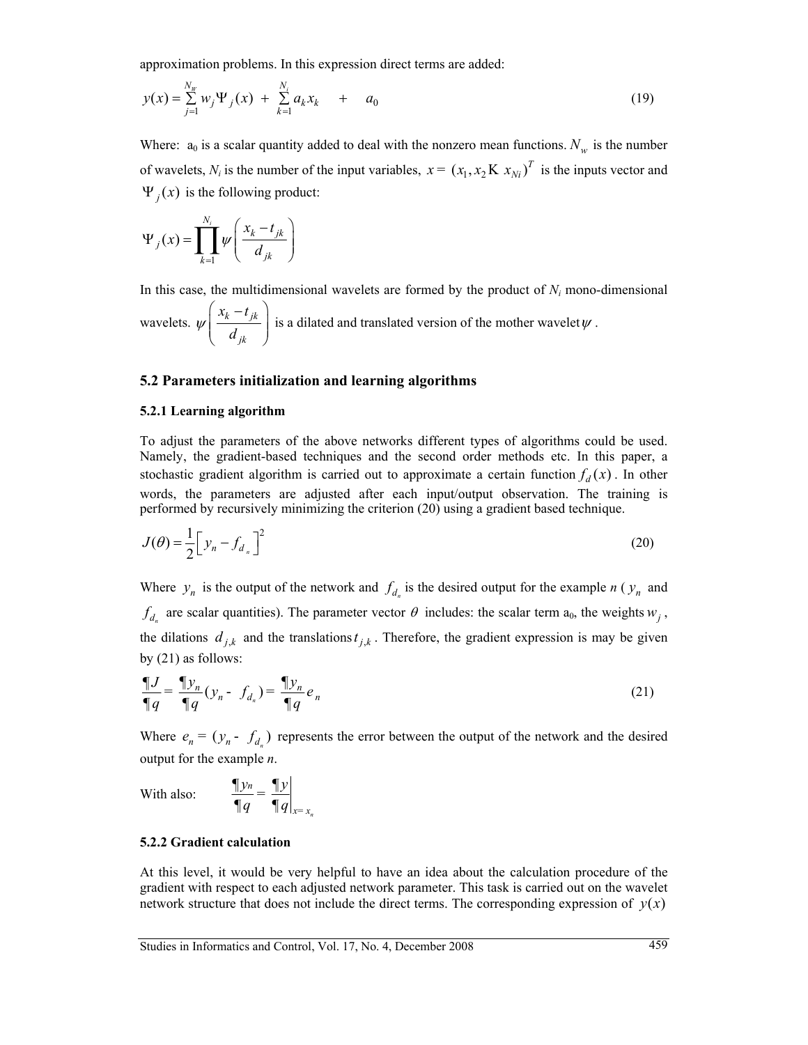approximation problems. In this expression direct terms are added:

$$y(x) = \sum_{j=1}^{N_W} w_j \Psi_j(x) + \sum_{k=1}^{N_i} a_k x_k + a_0 \tag{19}$$

Where: $a_0$ is a scalar quantity added to deal with the nonzero mean functions. $N_w$ is the number of wavelets, $N_i$ is the number of the input variables, $x = (x_1, x_2 \ldots x_{Ni})^T$ is the inputs vector and $\Psi_j(x)$ is the following product:

$$\Psi_j(x) = \prod_{k=1}^{N_i} \psi\left(\frac{x_k - t_{jk}}{d_{jk}}\right)$$

In this case, the multidimensional wavelets are formed by the product of $N_i$ mono-dimensional wavelets. $\psi\left(\frac{x_k - t_{jk}}{d_{jk}}\right)$ is a dilated and translated version of the mother wavelet $\psi$.

## 5.2 Parameters initialization and learning algorithms

### 5.2.1 Learning algorithm

To adjust the parameters of the above networks different types of algorithms could be used. Namely, the gradient-based techniques and the second order methods etc. In this paper, a stochastic gradient algorithm is carried out to approximate a certain function $f_d(x)$. In other words, the parameters are adjusted after each input/output observation. The training is performed by recursively minimizing the criterion (20) using a gradient based technique.

$$J(\theta) = \frac{1}{2}\left[y_n - f_{d_n}\right]^2 \tag{20}$$

Where $y_n$ is the output of the network and $f_{d_n}$ is the desired output for the example *n* ($y_n$ and $f_{d_n}$ are scalar quantities). The parameter vector $\theta$ includes: the scalar term $a_0$, the weights $w_j$, the dilations $d_{j,k}$ and the translations $t_{j,k}$. Therefore, the gradient expression is may be given by (21) as follows:

$$\frac{\partial J}{\partial \theta} = \frac{\partial y_n}{\partial \theta}(y_n - f_{d_n}) = \frac{\partial y_n}{\partial \theta} e_n \tag{21}$$

Where $e_n = (y_n - f_{d_n})$ represents the error between the output of the network and the desired output for the example *n*.

With also: $\dfrac{\partial y_n}{\partial \theta} = \left.\dfrac{\partial y}{\partial \theta}\right|_{x = x_n}$

### 5.2.2 Gradient calculation

At this level, it would be very helpful to have an idea about the calculation procedure of the gradient with respect to each adjusted network parameter. This task is carried out on the wavelet network structure that does not include the direct terms. The corresponding expression of $y(x)$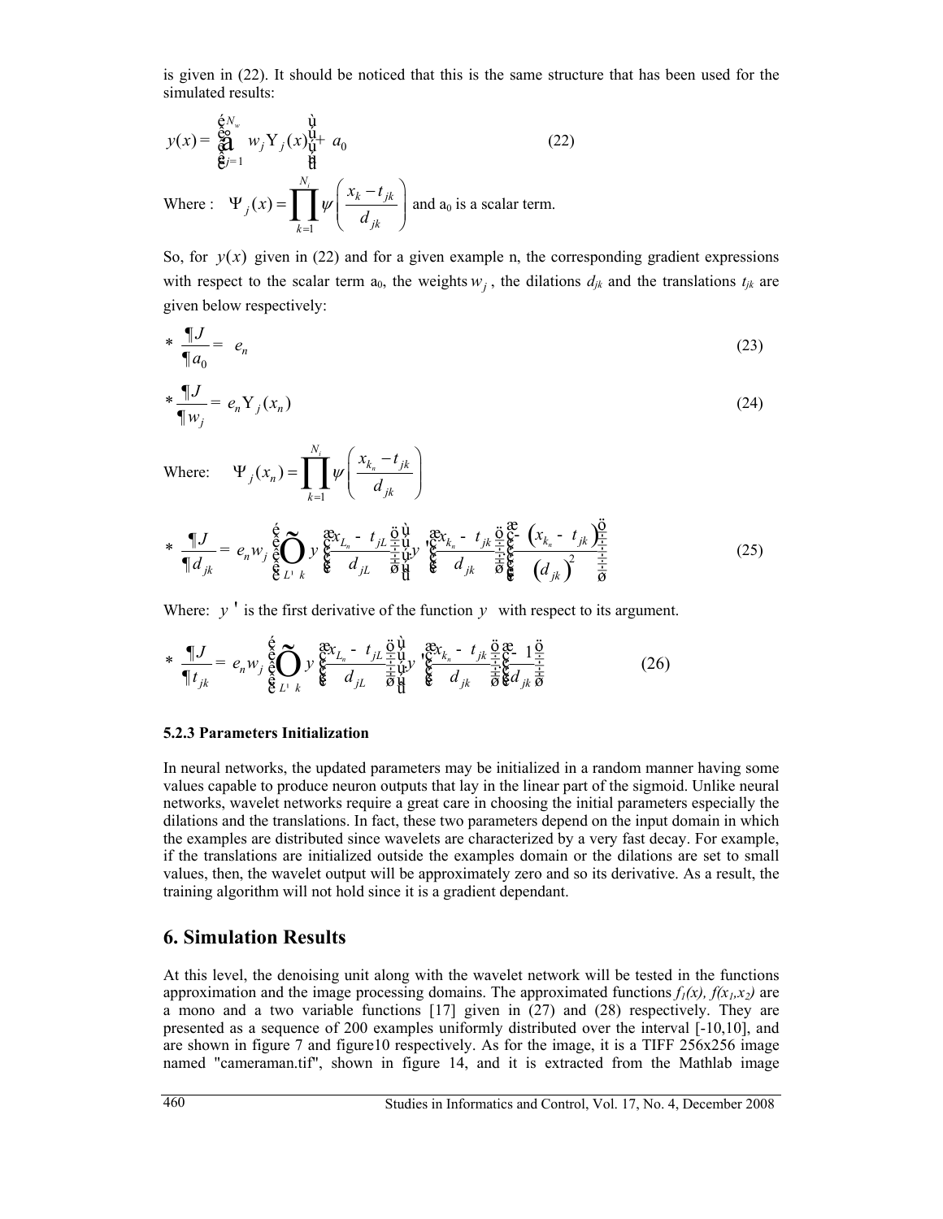is given in (22). It should be noticed that this is the same structure that has been used for the simulated results:

$$y(x) = \left[ \sum_{j=1}^{N_w} w_j \Psi_j(x) \right] + a_0 \tag{22}$$

Where : $\Psi_j(x) = \prod_{k=1}^{N_i} \psi\left(\frac{x_k - t_{jk}}{d_{jk}}\right)$ and $a_0$ is a scalar term.

So, for $y(x)$ given in (22) and for a given example n, the corresponding gradient expressions with respect to the scalar term $a_0$, the weights $w_j$, the dilations $d_{jk}$ and the translations $t_{jk}$ are given below respectively:

$$* \; \frac{\partial J}{\partial a_0} = e_n \tag{23}$$

$$* \; \frac{\partial J}{\partial w_j} = e_n \Psi_j(x_n) \tag{24}$$

Where: $\Psi_j(x_n) = \prod_{k=1}^{N_i} \psi\left(\frac{x_{k_n} - t_{jk}}{d_{jk}}\right)$

$$* \; \frac{\partial J}{\partial d_{jk}} = e_n w_j \left[ \prod_{L \neq k} \psi\left(\frac{x_{L_n} - t_{jL}}{d_{jL}}\right) \right] \psi'\left(\frac{x_{k_n} - t_{jk}}{d_{jk}}\right) \left( \frac{-\left(x_{k_n} - t_{jk}\right)}{\left(d_{jk}\right)^2} \right) \tag{25}$$

Where: $\psi'$ is the first derivative of the function $\psi$ with respect to its argument.

$$* \; \frac{\partial J}{\partial t_{jk}} = e_n w_j \left[ \prod_{L \neq k} \psi\left(\frac{x_{L_n} - t_{jL}}{d_{jL}}\right) \right] \psi'\left(\frac{x_{k_n} - t_{jk}}{d_{jk}}\right) \left( \frac{-1}{d_{jk}} \right) \tag{26}$$

### 5.2.3 Parameters Initialization

In neural networks, the updated parameters may be initialized in a random manner having some values capable to produce neuron outputs that lay in the linear part of the sigmoid. Unlike neural networks, wavelet networks require a great care in choosing the initial parameters especially the dilations and the translations. In fact, these two parameters depend on the input domain in which the examples are distributed since wavelets are characterized by a very fast decay. For example, if the translations are initialized outside the examples domain or the dilations are set to small values, then, the wavelet output will be approximately zero and so its derivative. As a result, the training algorithm will not hold since it is a gradient dependant.

## 6. Simulation Results

At this level, the denoising unit along with the wavelet network will be tested in the functions approximation and the image processing domains. The approximated functions $f_1(x)$, $f(x_1,x_2)$ are a mono and a two variable functions [17] given in (27) and (28) respectively. They are presented as a sequence of 200 examples uniformly distributed over the interval [-10,10], and are shown in figure 7 and figure10 respectively. As for the image, it is a TIFF 256x256 image named "cameraman.tif", shown in figure 14, and it is extracted from the Mathlab image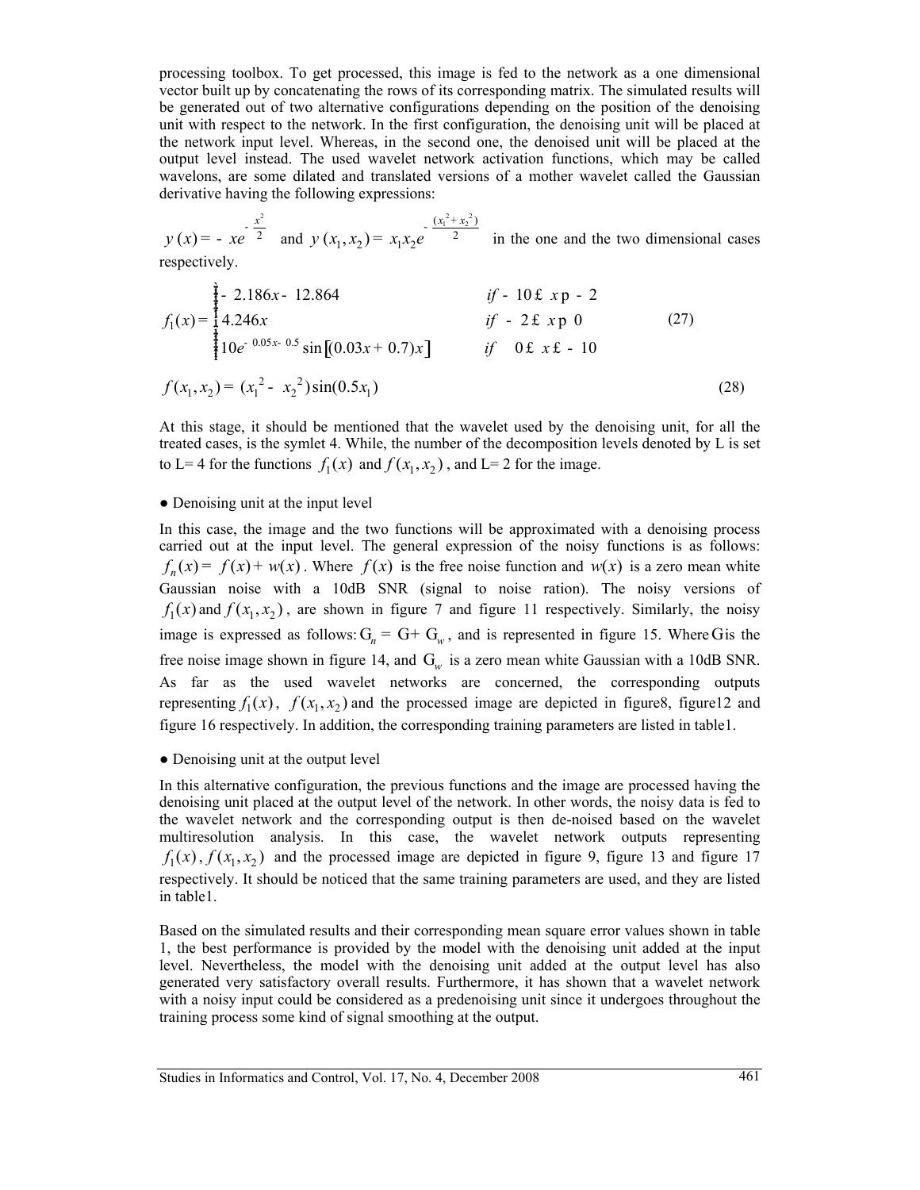processing toolbox. To get processed, this image is fed to the network as a one dimensional vector built up by concatenating the rows of its corresponding matrix. The simulated results will be generated out of two alternative configurations depending on the position of the denoising unit with respect to the network. In the first configuration, the denoising unit will be placed at the network input level. Whereas, in the second one, the denoised unit will be placed at the output level instead. The used wavelet network activation functions, which may be called wavelons, are some dilated and translated versions of a mother wavelet called the Gaussian derivative having the following expressions:

$\psi(x) = -xe^{-\frac{x^2}{2}}$ and $\psi(x_1, x_2) = x_1 x_2 e^{-\frac{(x_1^2 + x_2^2)}{2}}$ in the one and the two dimensional cases respectively.

$$f_1(x) = \begin{cases} -2.186x - 12.864 & if \ -10 \le x < -2 \\ 4.246x & if \ -2 \le x < 0 \\ 10e^{-0.05x-0.5}\sin[(0.03x+0.7)x] & if \quad 0 \le x \le -10 \end{cases} \tag{27}$$

$$f(x_1, x_2) = (x_1^2 - x_2^2)\sin(0.5x_1) \tag{28}$$

At this stage, it should be mentioned that the wavelet used by the denoising unit, for all the treated cases, is the symlet 4. While, the number of the decomposition levels denoted by L is set to L= 4 for the functions $f_1(x)$ and $f(x_1, x_2)$, and L= 2 for the image.

● Denoising unit at the input level

In this case, the image and the two functions will be approximated with a denoising process carried out at the input level. The general expression of the noisy functions is as follows: $f_n(x) = f(x) + w(x)$. Where $f(x)$ is the free noise function and $w(x)$ is a zero mean white Gaussian noise with a 10dB SNR (signal to noise ration). The noisy versions of $f_1(x)$ and $f(x_1, x_2)$, are shown in figure 7 and figure 11 respectively. Similarly, the noisy image is expressed as follows: $\mathrm{G}_n = \mathrm{G} + \mathrm{G}_w$, and is represented in figure 15. Where $\mathrm{G}$ is the free noise image shown in figure 14, and $\mathrm{G}_w$ is a zero mean white Gaussian with a 10dB SNR. As far as the used wavelet networks are concerned, the corresponding outputs representing $f_1(x)$, $f(x_1, x_2)$ and the processed image are depicted in figure8, figure12 and figure 16 respectively. In addition, the corresponding training parameters are listed in table1.

● Denoising unit at the output level

In this alternative configuration, the previous functions and the image are processed having the denoising unit placed at the output level of the network. In other words, the noisy data is fed to the wavelet network and the corresponding output is then de-noised based on the wavelet multiresolution analysis. In this case, the wavelet network outputs representing $f_1(x)$, $f(x_1, x_2)$ and the processed image are depicted in figure 9, figure 13 and figure 17 respectively. It should be noticed that the same training parameters are used, and they are listed in table1.

Based on the simulated results and their corresponding mean square error values shown in table 1, the best performance is provided by the model with the denoising unit added at the input level. Nevertheless, the model with the denoising unit added at the output level has also generated very satisfactory overall results. Furthermore, it has shown that a wavelet network with a noisy input could be considered as a predenoising unit since it undergoes throughout the training process some kind of signal smoothing at the output.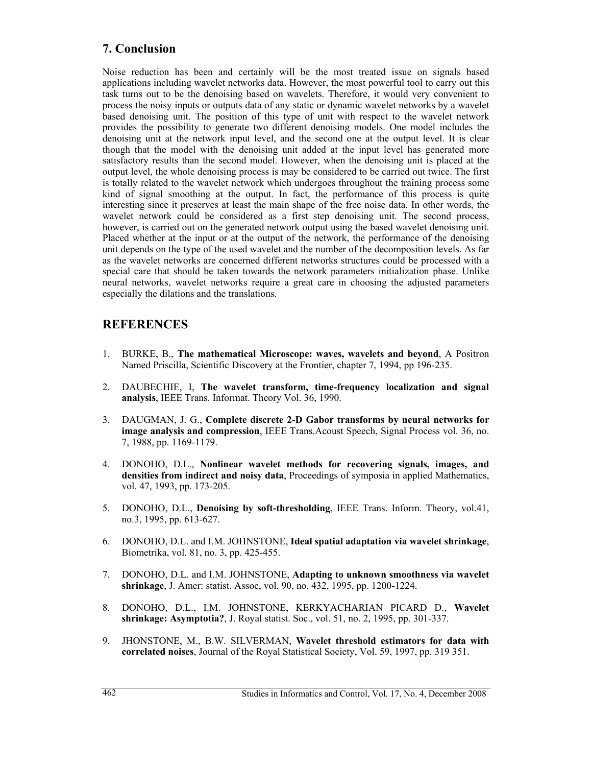## 7. Conclusion

Noise reduction has been and certainly will be the most treated issue on signals based applications including wavelet networks data. However, the most powerful tool to carry out this task turns out to be the denoising based on wavelets. Therefore, it would very convenient to process the noisy inputs or outputs data of any static or dynamic wavelet networks by a wavelet based denoising unit. The position of this type of unit with respect to the wavelet network provides the possibility to generate two different denoising models. One model includes the denoising unit at the network input level, and the second one at the output level. It is clear though that the model with the denoising unit added at the input level has generated more satisfactory results than the second model. However, when the denoising unit is placed at the output level, the whole denoising process is may be considered to be carried out twice. The first is totally related to the wavelet network which undergoes throughout the training process some kind of signal smoothing at the output. In fact, the performance of this process is quite interesting since it preserves at least the main shape of the free noise data. In other words, the wavelet network could be considered as a first step denoising unit. The second process, however, is carried out on the generated network output using the based wavelet denoising unit. Placed whether at the input or at the output of the network, the performance of the denoising unit depends on the type of the used wavelet and the number of the decomposition levels. As far as the wavelet networks are concerned different networks structures could be processed with a special care that should be taken towards the network parameters initialization phase. Unlike neural networks, wavelet networks require a great care in choosing the adjusted parameters especially the dilations and the translations.

## REFERENCES

1. BURKE, B., **The mathematical Microscope: waves, wavelets and beyond**, A Positron Named Priscilla, Scientific Discovery at the Frontier, chapter 7, 1994, pp 196-235.

2. DAUBECHIE, I, **The wavelet transform, time-frequency localization and signal analysis**, IEEE Trans. Informat. Theory Vol. 36, 1990.

3. DAUGMAN, J. G., **Complete discrete 2-D Gabor transforms by neural networks for image analysis and compression**, IEEE Trans.Acoust Speech, Signal Process vol. 36, no. 7, 1988, pp. 1169-1179.

4. DONOHO, D.L., **Nonlinear wavelet methods for recovering signals, images, and densities from indirect and noisy data**, Proceedings of symposia in applied Mathematics, vol. 47, 1993, pp. 173-205.

5. DONOHO, D.L., **Denoising by soft-thresholding**, IEEE Trans. Inform. Theory, vol.41, no.3, 1995, pp. 613-627.

6. DONOHO, D.L. and I.M. JOHNSTONE, **Ideal spatial adaptation via wavelet shrinkage**, Biometrika, vol. 81, no. 3, pp. 425-455.

7. DONOHO, D.L. and I.M. JOHNSTONE, **Adapting to unknown smoothness via wavelet shrinkage**, J. Amer: statist. Assoc, vol. 90, no. 432, 1995, pp. 1200-1224.

8. DONOHO, D.L., I.M. JOHNSTONE, KERKYACHARIAN PICARD D., **Wavelet shrinkage: Asymptotia?**, J. Royal statist. Soc., vol. 51, no. 2, 1995, pp. 301-337.

9. JHONSTONE, M., B.W. SILVERMAN, **Wavelet threshold estimators for data with correlated noises**, Journal of the Royal Statistical Society, Vol. 59, 1997, pp. 319 351.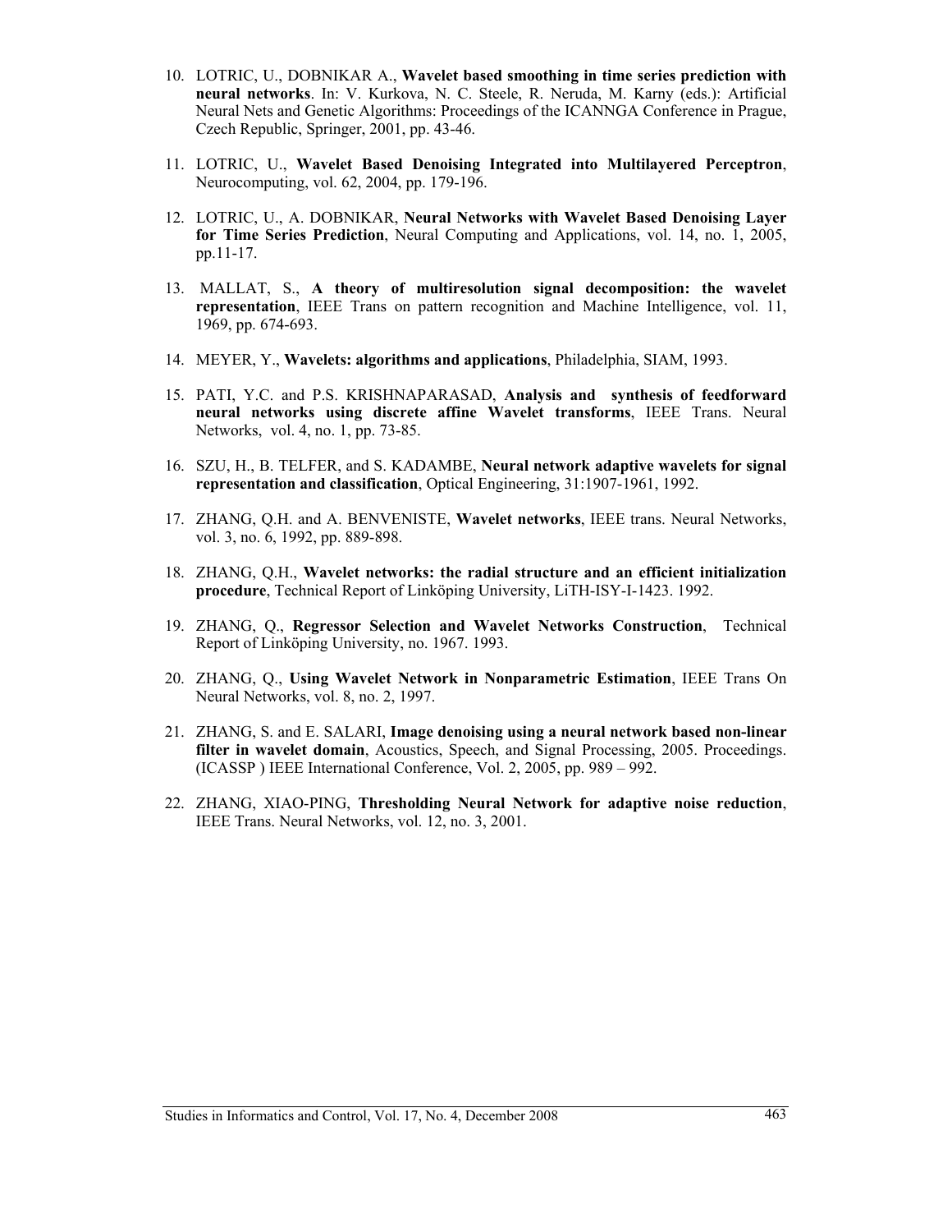10. LOTRIC, U., DOBNIKAR A., **Wavelet based smoothing in time series prediction with neural networks**. In: V. Kurkova, N. C. Steele, R. Neruda, M. Karny (eds.): Artificial Neural Nets and Genetic Algorithms: Proceedings of the ICANNGA Conference in Prague, Czech Republic, Springer, 2001, pp. 43-46.

11. LOTRIC, U., **Wavelet Based Denoising Integrated into Multilayered Perceptron**, Neurocomputing, vol. 62, 2004, pp. 179-196.

12. LOTRIC, U., A. DOBNIKAR, **Neural Networks with Wavelet Based Denoising Layer for Time Series Prediction**, Neural Computing and Applications, vol. 14, no. 1, 2005, pp.11-17.

13. MALLAT, S., **A theory of multiresolution signal decomposition: the wavelet representation**, IEEE Trans on pattern recognition and Machine Intelligence, vol. 11, 1969, pp. 674-693.

14. MEYER, Y., **Wavelets: algorithms and applications**, Philadelphia, SIAM, 1993.

15. PATI, Y.C. and P.S. KRISHNAPARASAD, **Analysis and synthesis of feedforward neural networks using discrete affine Wavelet transforms**, IEEE Trans. Neural Networks, vol. 4, no. 1, pp. 73-85.

16. SZU, H., B. TELFER, and S. KADAMBE, **Neural network adaptive wavelets for signal representation and classification**, Optical Engineering, 31:1907-1961, 1992.

17. ZHANG, Q.H. and A. BENVENISTE, **Wavelet networks**, IEEE trans. Neural Networks, vol. 3, no. 6, 1992, pp. 889-898.

18. ZHANG, Q.H., **Wavelet networks: the radial structure and an efficient initialization procedure**, Technical Report of Linköping University, LiTH-ISY-I-1423. 1992.

19. ZHANG, Q., **Regressor Selection and Wavelet Networks Construction**, Technical Report of Linköping University, no. 1967. 1993.

20. ZHANG, Q., **Using Wavelet Network in Nonparametric Estimation**, IEEE Trans On Neural Networks, vol. 8, no. 2, 1997.

21. ZHANG, S. and E. SALARI, **Image denoising using a neural network based non-linear filter in wavelet domain**, Acoustics, Speech, and Signal Processing, 2005. Proceedings. (ICASSP ) IEEE International Conference, Vol. 2, 2005, pp. 989 – 992.

22. ZHANG, XIAO-PING, **Thresholding Neural Network for adaptive noise reduction**, IEEE Trans. Neural Networks, vol. 12, no. 3, 2001.